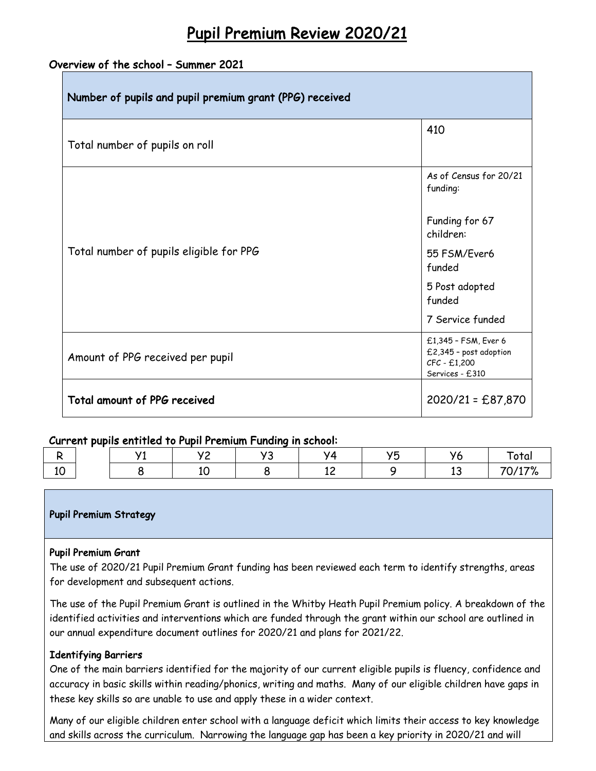# Pupil Premium Review 2020/21

## Overview of the school – Summer 2021

| Number of pupils and pupil premium grant (PPG) received | |
|---|---|
| Total number of pupils on roll | 410 |
| Total number of pupils eligible for PPG | As of Census for 20/21 funding:<br><br>Funding for 67 children:<br><br>55 FSM/Ever6 funded<br><br>5 Post adopted funded<br><br>7 Service funded |
| Amount of PPG received per pupil | £1,345 – FSM, Ever 6<br>£2,345 – post adoption<br>CFC - £1,200<br>Services - £310 |
| **Total amount of PPG received** | 2020/21 = £87,870 |

## Current pupils entitled to Pupil Premium Funding in school:

| R | Y1 | Y2 | Y3 | Y4 | Y5 | Y6 | Total |
|---|---|---|---|---|---|---|---|
| 10 | 8 | 10 | 8 | 12 | 9 | 13 | 70/17% |

### Pupil Premium Strategy

**Pupil Premium Grant**

The use of 2020/21 Pupil Premium Grant funding has been reviewed each term to identify strengths, areas for development and subsequent actions.

The use of the Pupil Premium Grant is outlined in the Whitby Heath Pupil Premium policy. A breakdown of the identified activities and interventions which are funded through the grant within our school are outlined in our annual expenditure document outlines for 2020/21 and plans for 2021/22.

**Identifying Barriers**

One of the main barriers identified for the majority of our current eligible pupils is fluency, confidence and accuracy in basic skills within reading/phonics, writing and maths. Many of our eligible children have gaps in these key skills so are unable to use and apply these in a wider context.

Many of our eligible children enter school with a language deficit which limits their access to key knowledge and skills across the curriculum. Narrowing the language gap has been a key priority in 2020/21 and will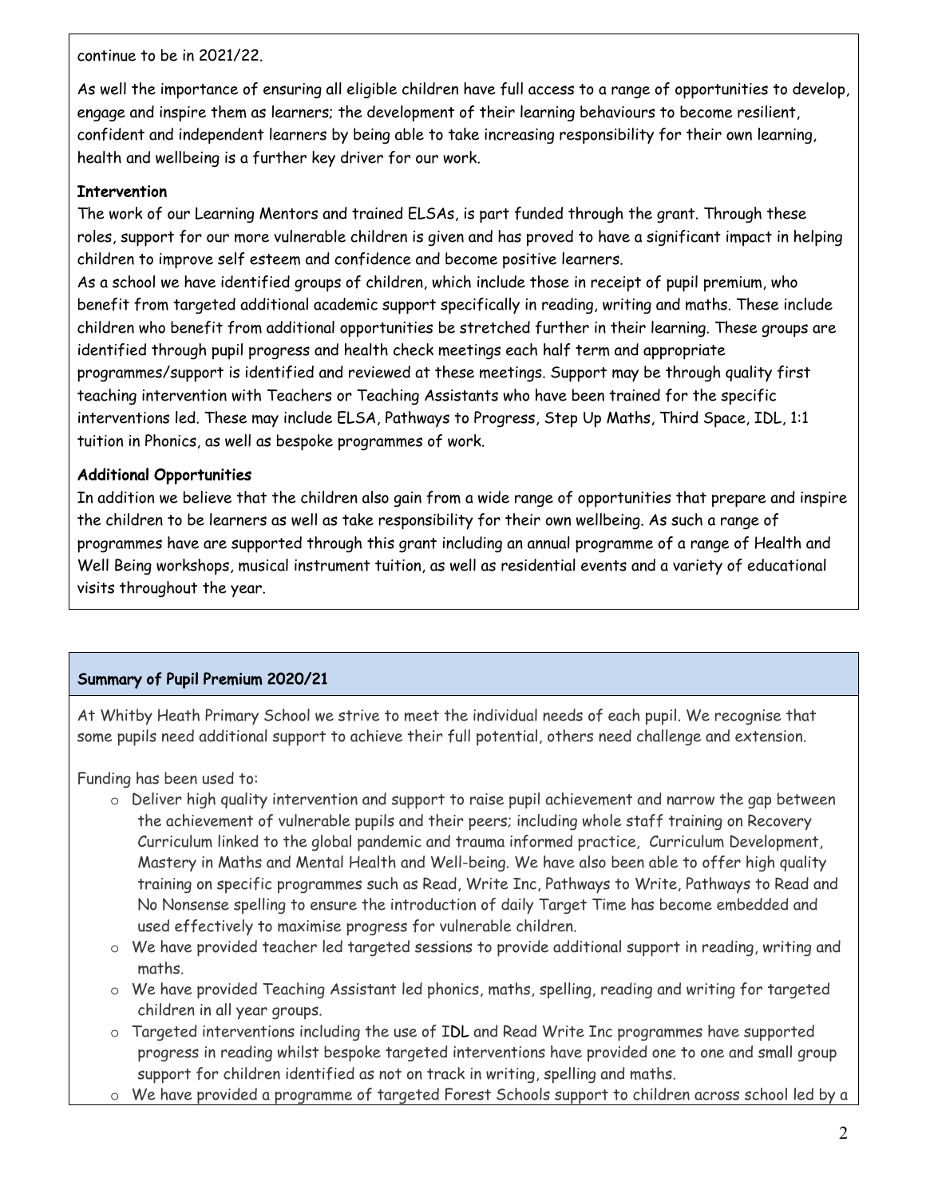continue to be in 2021/22.

As well the importance of ensuring all eligible children have full access to a range of opportunities to develop, engage and inspire them as learners; the development of their learning behaviours to become resilient, confident and independent learners by being able to take increasing responsibility for their own learning, health and wellbeing is a further key driver for our work.

**Intervention**

The work of our Learning Mentors and trained ELSAs, is part funded through the grant. Through these roles, support for our more vulnerable children is given and has proved to have a significant impact in helping children to improve self esteem and confidence and become positive learners.

As a school we have identified groups of children, which include those in receipt of pupil premium, who benefit from targeted additional academic support specifically in reading, writing and maths. These include children who benefit from additional opportunities be stretched further in their learning. These groups are identified through pupil progress and health check meetings each half term and appropriate programmes/support is identified and reviewed at these meetings. Support may be through quality first teaching intervention with Teachers or Teaching Assistants who have been trained for the specific interventions led. These may include ELSA, Pathways to Progress, Step Up Maths, Third Space, IDL, 1:1 tuition in Phonics, as well as bespoke programmes of work.

**Additional Opportunities**

In addition we believe that the children also gain from a wide range of opportunities that prepare and inspire the children to be learners as well as take responsibility for their own wellbeing. As such a range of programmes have are supported through this grant including an annual programme of a range of Health and Well Being workshops, musical instrument tuition, as well as residential events and a variety of educational visits throughout the year.

## Summary of Pupil Premium 2020/21

At Whitby Heath Primary School we strive to meet the individual needs of each pupil. We recognise that some pupils need additional support to achieve their full potential, others need challenge and extension.

Funding has been used to:

- Deliver high quality intervention and support to raise pupil achievement and narrow the gap between the achievement of vulnerable pupils and their peers; including whole staff training on Recovery Curriculum linked to the global pandemic and trauma informed practice, Curriculum Development, Mastery in Maths and Mental Health and Well-being. We have also been able to offer high quality training on specific programmes such as Read, Write Inc, Pathways to Write, Pathways to Read and No Nonsense spelling to ensure the introduction of daily Target Time has become embedded and used effectively to maximise progress for vulnerable children.
- We have provided teacher led targeted sessions to provide additional support in reading, writing and maths.
- We have provided Teaching Assistant led phonics, maths, spelling, reading and writing for targeted children in all year groups.
- Targeted interventions including the use of IDL and Read Write Inc programmes have supported progress in reading whilst bespoke targeted interventions have provided one to one and small group support for children identified as not on track in writing, spelling and maths.
- We have provided a programme of targeted Forest Schools support to children across school led by a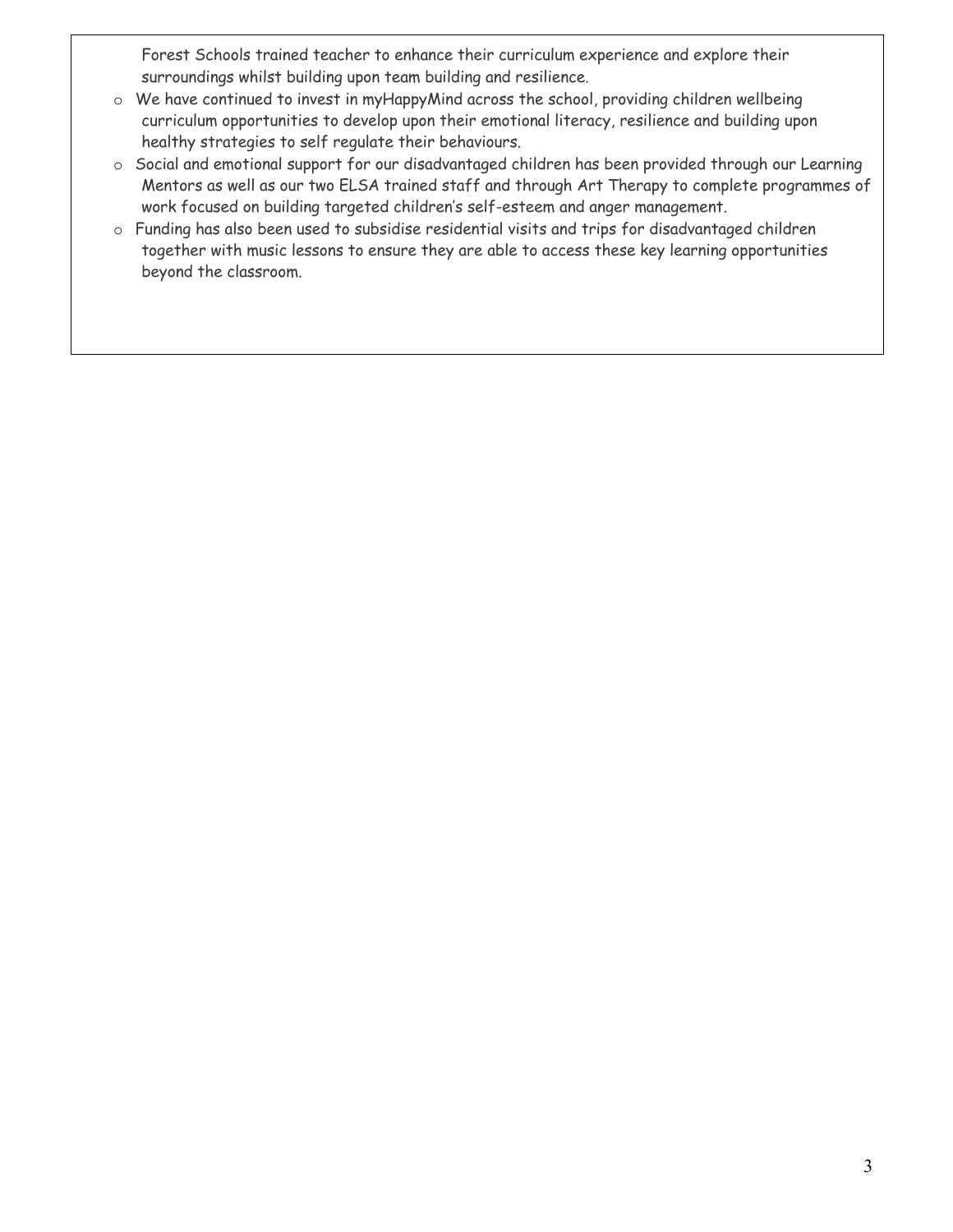Forest Schools trained teacher to enhance their curriculum experience and explore their surroundings whilst building upon team building and resilience.

- We have continued to invest in myHappyMind across the school, providing children wellbeing curriculum opportunities to develop upon their emotional literacy, resilience and building upon healthy strategies to self regulate their behaviours.
- Social and emotional support for our disadvantaged children has been provided through our Learning Mentors as well as our two ELSA trained staff and through Art Therapy to complete programmes of work focused on building targeted children's self-esteem and anger management.
- Funding has also been used to subsidise residential visits and trips for disadvantaged children together with music lessons to ensure they are able to access these key learning opportunities beyond the classroom.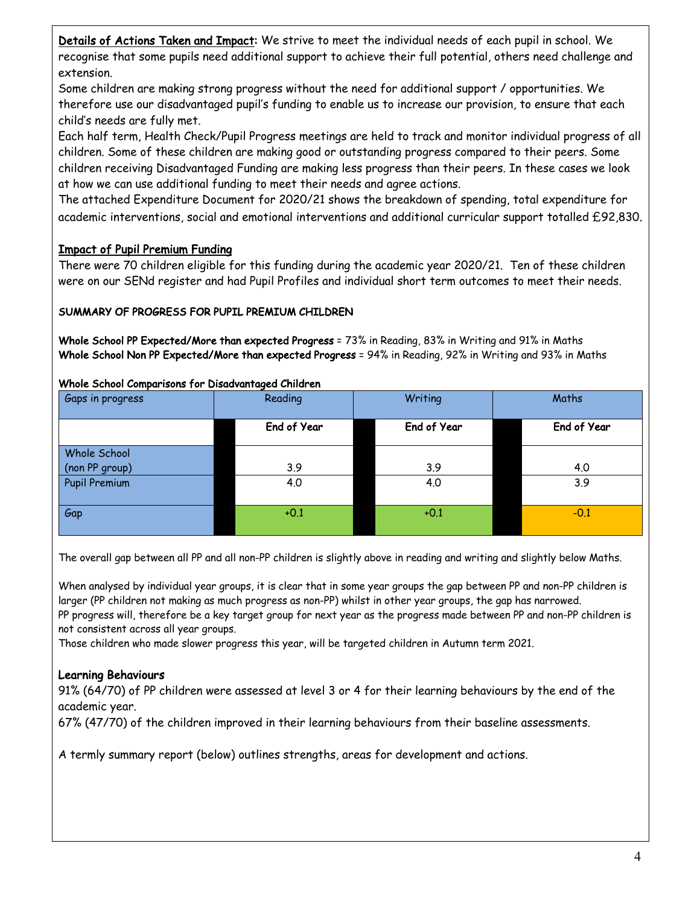**Details of Actions Taken and Impact:** We strive to meet the individual needs of each pupil in school. We recognise that some pupils need additional support to achieve their full potential, others need challenge and extension.

Some children are making strong progress without the need for additional support / opportunities. We therefore use our disadvantaged pupil's funding to enable us to increase our provision, to ensure that each child's needs are fully met.

Each half term, Health Check/Pupil Progress meetings are held to track and monitor individual progress of all children. Some of these children are making good or outstanding progress compared to their peers. Some children receiving Disadvantaged Funding are making less progress than their peers. In these cases we look at how we can use additional funding to meet their needs and agree actions.

The attached Expenditure Document for 2020/21 shows the breakdown of spending, total expenditure for academic interventions, social and emotional interventions and additional curricular support totalled £92,830.

## Impact of Pupil Premium Funding

There were 70 children eligible for this funding during the academic year 2020/21. Ten of these children were on our SENd register and had Pupil Profiles and individual short term outcomes to meet their needs.

### SUMMARY OF PROGRESS FOR PUPIL PREMIUM CHILDREN

**Whole School PP Expected/More than expected Progress** = 73% in Reading, 83% in Writing and 91% in Maths
**Whole School Non PP Expected/More than expected Progress** = 94% in Reading, 92% in Writing and 93% in Maths

**Whole School Comparisons for Disadvantaged Children**

| Gaps in progress | Reading | Writing | Maths |
|---|---|---|---|
| | **End of Year** | **End of Year** | **End of Year** |
| Whole School (non PP group) | 3.9 | 3.9 | 4.0 |
| Pupil Premium | 4.0 | 4.0 | 3.9 |
| Gap | +0.1 | +0.1 | -0.1 |

The overall gap between all PP and all non-PP children is slightly above in reading and writing and slightly below Maths.

When analysed by individual year groups, it is clear that in some year groups the gap between PP and non-PP children is larger (PP children not making as much progress as non-PP) whilst in other year groups, the gap has narrowed.
PP progress will, therefore be a key target group for next year as the progress made between PP and non-PP children is not consistent across all year groups.
Those children who made slower progress this year, will be targeted children in Autumn term 2021.

### Learning Behaviours

91% (64/70) of PP children were assessed at level 3 or 4 for their learning behaviours by the end of the academic year.
67% (47/70) of the children improved in their learning behaviours from their baseline assessments.

A termly summary report (below) outlines strengths, areas for development and actions.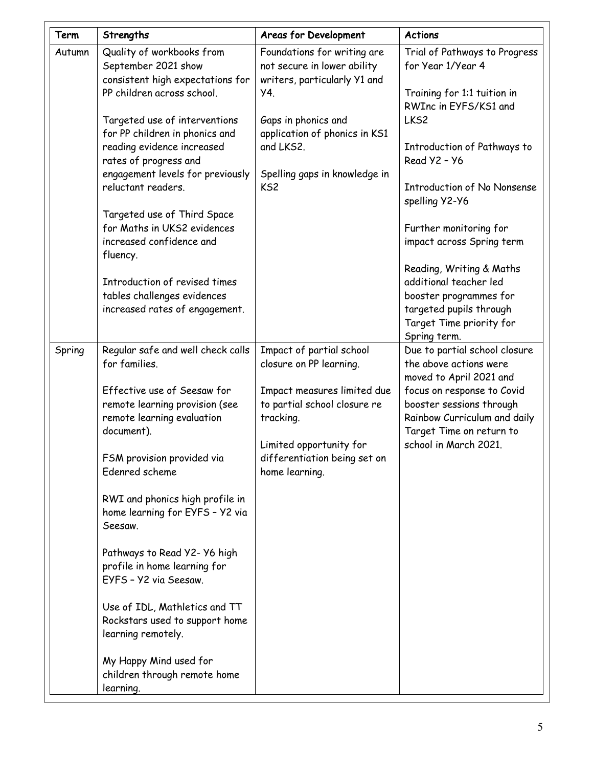| Term | Strengths | Areas for Development | Actions |
|---|---|---|---|
| Autumn | Quality of workbooks from September 2021 show consistent high expectations for PP children across school.<br><br>Targeted use of interventions for PP children in phonics and reading evidence increased rates of progress and engagement levels for previously reluctant readers.<br><br>Targeted use of Third Space for Maths in UKS2 evidences increased confidence and fluency.<br><br>Introduction of revised times tables challenges evidences increased rates of engagement. | Foundations for writing are not secure in lower ability writers, particularly Y1 and Y4.<br><br>Gaps in phonics and application of phonics in KS1 and LKS2.<br><br>Spelling gaps in knowledge in KS2 | Trial of Pathways to Progress for Year 1/Year 4<br><br>Training for 1:1 tuition in RWInc in EYFS/KS1 and LKS2<br><br>Introduction of Pathways to Read Y2 – Y6<br><br>Introduction of No Nonsense spelling Y2-Y6<br><br>Further monitoring for impact across Spring term<br><br>Reading, Writing & Maths additional teacher led booster programmes for targeted pupils through Target Time priority for Spring term. |
| Spring | Regular safe and well check calls for families.<br><br>Effective use of Seesaw for remote learning provision (see remote learning evaluation document).<br><br>FSM provision provided via Edenred scheme<br><br>RWI and phonics high profile in home learning for EYFS – Y2 via Seesaw.<br><br>Pathways to Read Y2- Y6 high profile in home learning for EYFS – Y2 via Seesaw.<br><br>Use of IDL, Mathletics and TT Rockstars used to support home learning remotely.<br><br>My Happy Mind used for children through remote home learning. | Impact of partial school closure on PP learning.<br><br>Impact measures limited due to partial school closure re tracking.<br><br>Limited opportunity for differentiation being set on home learning. | Due to partial school closure the above actions were moved to April 2021 and focus on response to Covid booster sessions through Rainbow Curriculum and daily Target Time on return to school in March 2021. |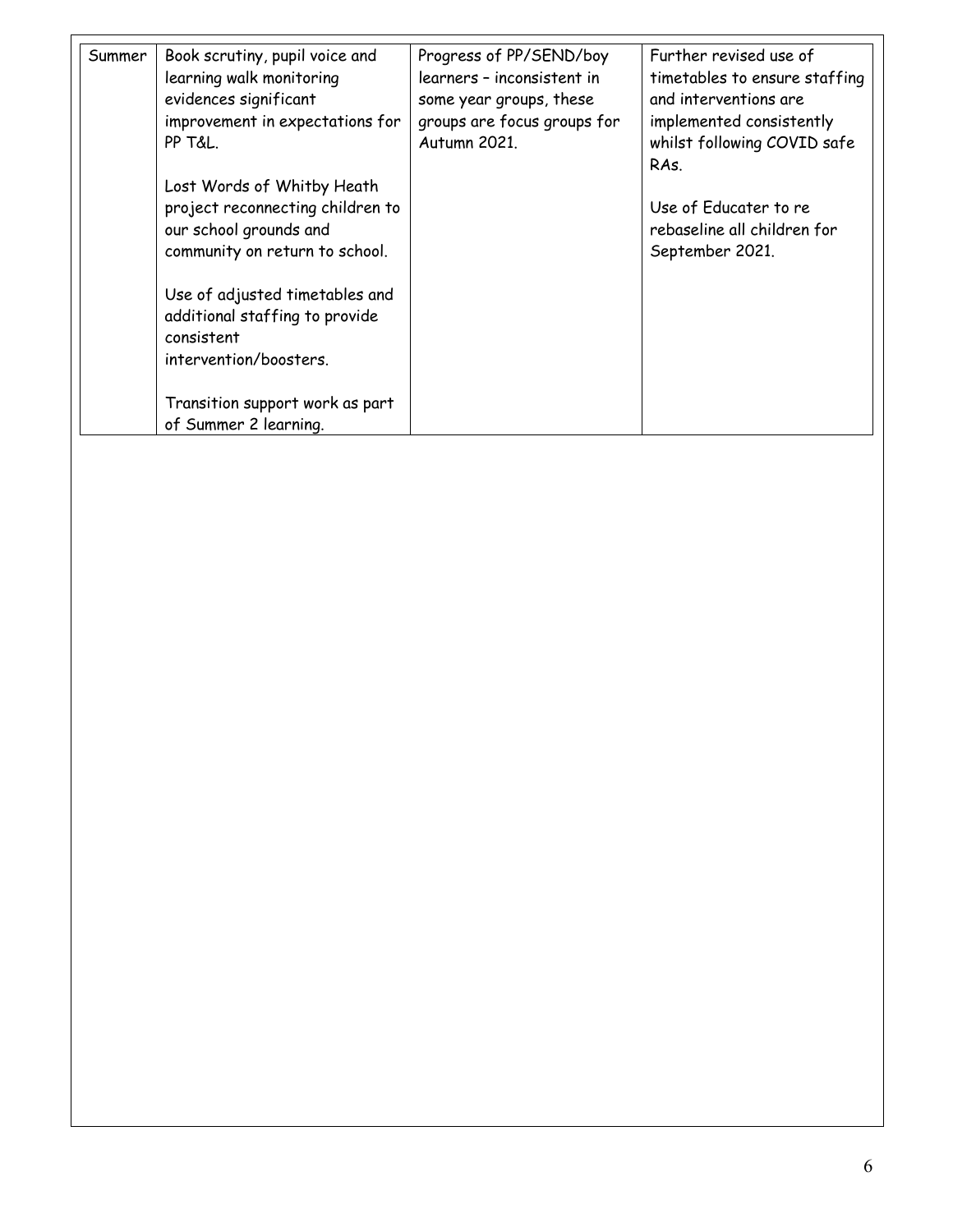| Summer | Book scrutiny, pupil voice and learning walk monitoring evidences significant improvement in expectations for PP T&L.<br><br>Lost Words of Whitby Heath project reconnecting children to our school grounds and community on return to school.<br><br>Use of adjusted timetables and additional staffing to provide consistent intervention/boosters.<br><br>Transition support work as part of Summer 2 learning. | Progress of PP/SEND/boy learners – inconsistent in some year groups, these groups are focus groups for Autumn 2021. | Further revised use of timetables to ensure staffing and interventions are implemented consistently whilst following COVID safe RAs.<br><br>Use of Educater to re rebaseline all children for September 2021. |
|---|---|---|---|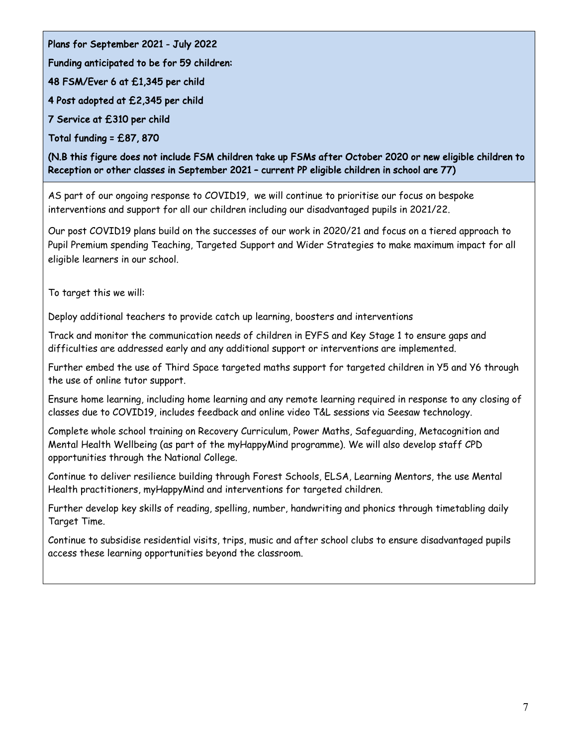**Plans for September 2021 - July 2022**

**Funding anticipated to be for 59 children:**

**48 FSM/Ever 6 at £1,345 per child**

**4 Post adopted at £2,345 per child**

**7 Service at £310 per child**

**Total funding = £87, 870**

**(N.B this figure does not include FSM children take up FSMs after October 2020 or new eligible children to Reception or other classes in September 2021 – current PP eligible children in school are 77)**

AS part of our ongoing response to COVID19, we will continue to prioritise our focus on bespoke interventions and support for all our children including our disadvantaged pupils in 2021/22.

Our post COVID19 plans build on the successes of our work in 2020/21 and focus on a tiered approach to Pupil Premium spending Teaching, Targeted Support and Wider Strategies to make maximum impact for all eligible learners in our school.

To target this we will:

Deploy additional teachers to provide catch up learning, boosters and interventions

Track and monitor the communication needs of children in EYFS and Key Stage 1 to ensure gaps and difficulties are addressed early and any additional support or interventions are implemented.

Further embed the use of Third Space targeted maths support for targeted children in Y5 and Y6 through the use of online tutor support.

Ensure home learning, including home learning and any remote learning required in response to any closing of classes due to COVID19, includes feedback and online video T&L sessions via Seesaw technology.

Complete whole school training on Recovery Curriculum, Power Maths, Safeguarding, Metacognition and Mental Health Wellbeing (as part of the myHappyMind programme). We will also develop staff CPD opportunities through the National College.

Continue to deliver resilience building through Forest Schools, ELSA, Learning Mentors, the use Mental Health practitioners, myHappyMind and interventions for targeted children.

Further develop key skills of reading, spelling, number, handwriting and phonics through timetabling daily Target Time.

Continue to subsidise residential visits, trips, music and after school clubs to ensure disadvantaged pupils access these learning opportunities beyond the classroom.